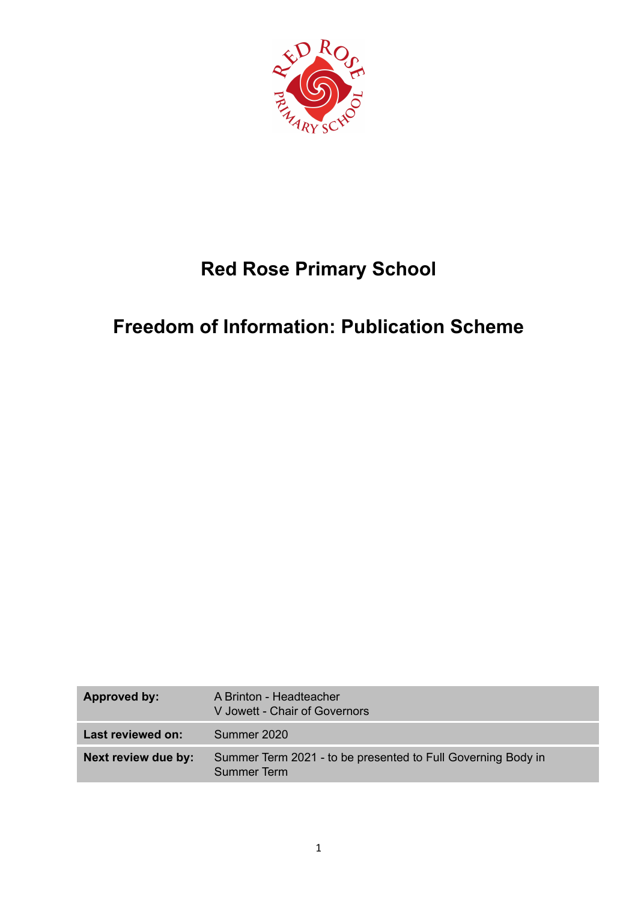# Red Rose Primary School

## Freedom of Information: Publication Scheme

| Approved by: | A Brinton - Headteacher<br>V Jowett - Chair of Governors |
|---|---|
| Last reviewed on: | Summer 2020 |
| Next review due by: | Summer Term 2021 - to be presented to Full Governing Body in Summer Term |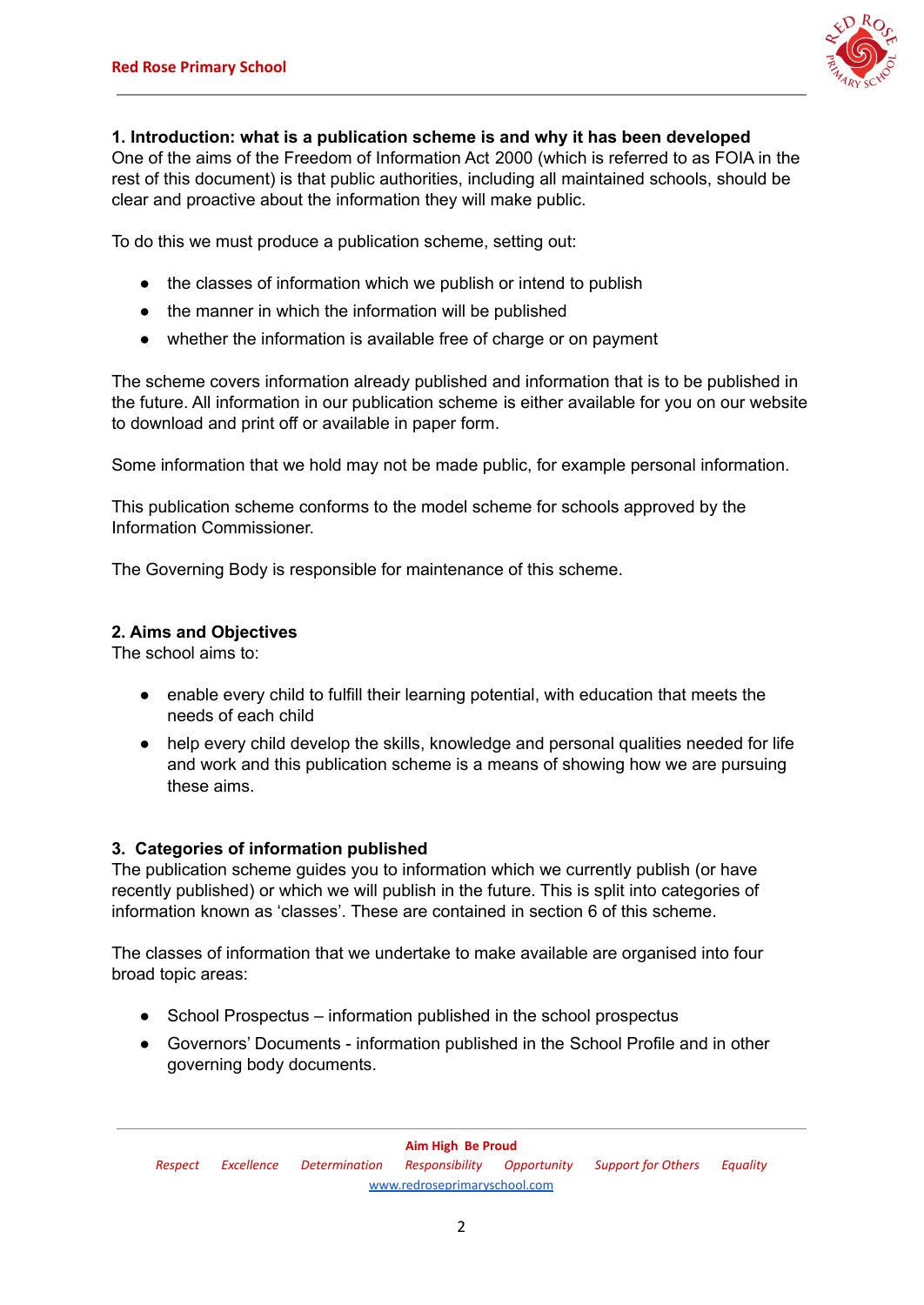**1. Introduction: what is a publication scheme is and why it has been developed**

One of the aims of the Freedom of Information Act 2000 (which is referred to as FOIA in the rest of this document) is that public authorities, including all maintained schools, should be clear and proactive about the information they will make public.

To do this we must produce a publication scheme, setting out:

- the classes of information which we publish or intend to publish
- the manner in which the information will be published
- whether the information is available free of charge or on payment

The scheme covers information already published and information that is to be published in the future. All information in our publication scheme is either available for you on our website to download and print off or available in paper form.

Some information that we hold may not be made public, for example personal information.

This publication scheme conforms to the model scheme for schools approved by the Information Commissioner.

The Governing Body is responsible for maintenance of this scheme.

**2. Aims and Objectives**

The school aims to:

- enable every child to fulfill their learning potential, with education that meets the needs of each child
- help every child develop the skills, knowledge and personal qualities needed for life and work and this publication scheme is a means of showing how we are pursuing these aims.

**3. Categories of information published**

The publication scheme guides you to information which we currently publish (or have recently published) or which we will publish in the future. This is split into categories of information known as 'classes'. These are contained in section 6 of this scheme.

The classes of information that we undertake to make available are organised into four broad topic areas:

- School Prospectus – information published in the school prospectus
- Governors' Documents - information published in the School Profile and in other governing body documents.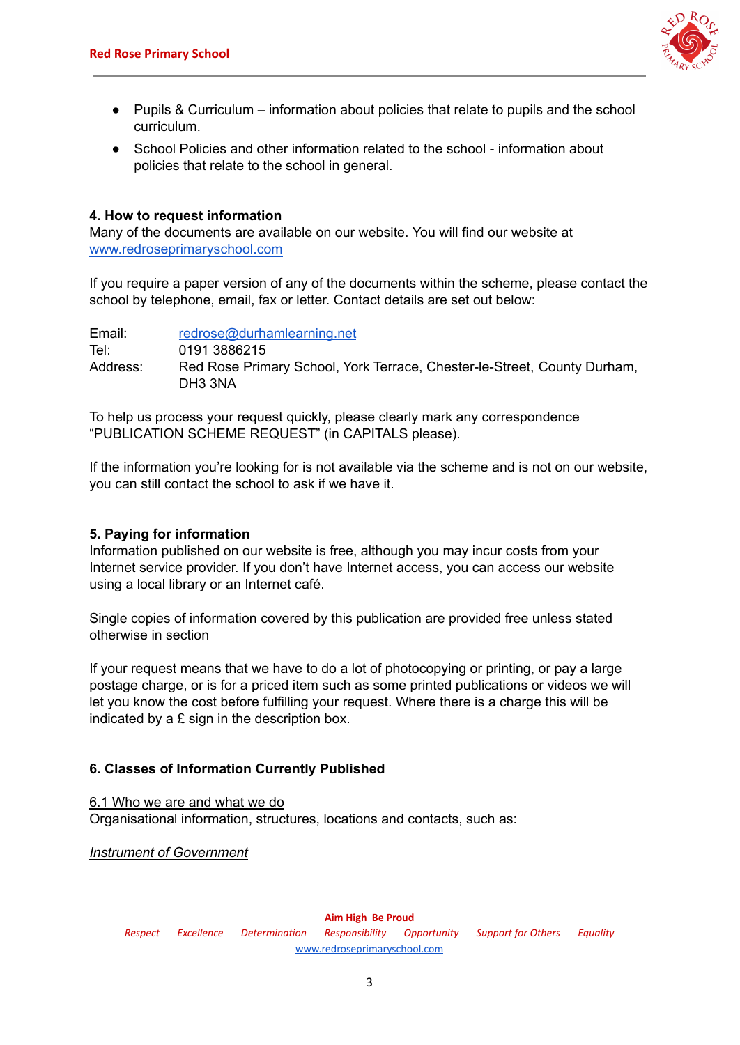- Pupils & Curriculum – information about policies that relate to pupils and the school curriculum.
- School Policies and other information related to the school - information about policies that relate to the school in general.

**4. How to request information**

Many of the documents are available on our website. You will find our website at [www.redroseprimaryschool.com](http://www.redroseprimaryschool.com)

If you require a paper version of any of the documents within the scheme, please contact the school by telephone, email, fax or letter. Contact details are set out below:

| | |
|---|---|
| Email: | [redrose@durhamlearning.net](mailto:redrose@durhamlearning.net) |
| Tel: | 0191 3886215 |
| Address: | Red Rose Primary School, York Terrace, Chester-le-Street, County Durham, DH3 3NA |

To help us process your request quickly, please clearly mark any correspondence "PUBLICATION SCHEME REQUEST" (in CAPITALS please).

If the information you're looking for is not available via the scheme and is not on our website, you can still contact the school to ask if we have it.

**5. Paying for information**

Information published on our website is free, although you may incur costs from your Internet service provider. If you don't have Internet access, you can access our website using a local library or an Internet café.

Single copies of information covered by this publication are provided free unless stated otherwise in section

If your request means that we have to do a lot of photocopying or printing, or pay a large postage charge, or is for a priced item such as some printed publications or videos we will let you know the cost before fulfilling your request. Where there is a charge this will be indicated by a £ sign in the description box.

**6. Classes of Information Currently Published**

6.1 Who we are and what we do

Organisational information, structures, locations and contacts, such as:

*Instrument of Government*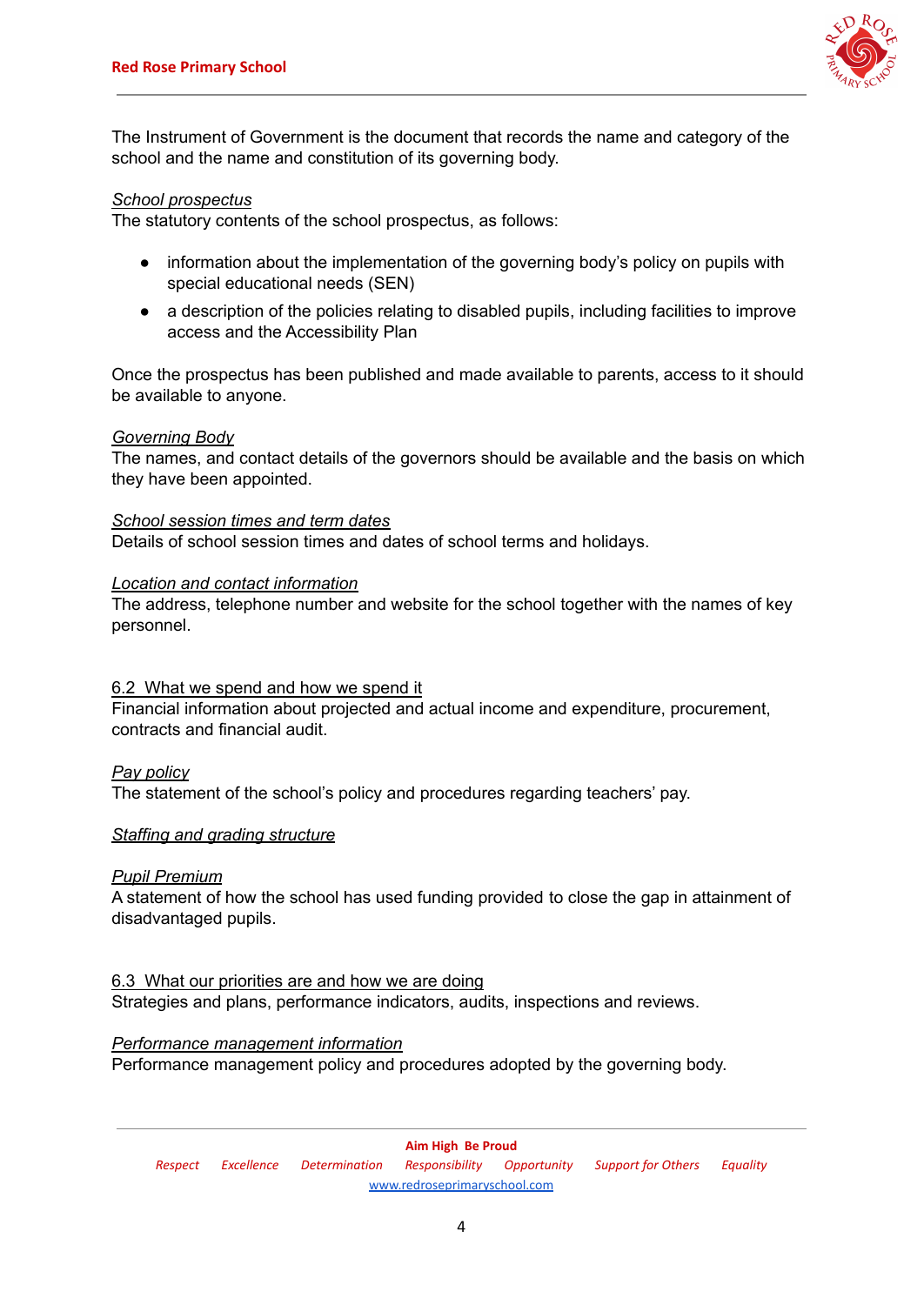The Instrument of Government is the document that records the name and category of the school and the name and constitution of its governing body.

*School prospectus*
The statutory contents of the school prospectus, as follows:

- information about the implementation of the governing body's policy on pupils with special educational needs (SEN)
- a description of the policies relating to disabled pupils, including facilities to improve access and the Accessibility Plan

Once the prospectus has been published and made available to parents, access to it should be available to anyone.

*Governing Body*
The names, and contact details of the governors should be available and the basis on which they have been appointed.

*School session times and term dates*
Details of school session times and dates of school terms and holidays.

*Location and contact information*
The address, telephone number and website for the school together with the names of key personnel.

### 6.2 What we spend and how we spend it

Financial information about projected and actual income and expenditure, procurement, contracts and financial audit.

*Pay policy*
The statement of the school's policy and procedures regarding teachers' pay.

*Staffing and grading structure*

*Pupil Premium*
A statement of how the school has used funding provided to close the gap in attainment of disadvantaged pupils.

### 6.3 What our priorities are and how we are doing

Strategies and plans, performance indicators, audits, inspections and reviews.

*Performance management information*
Performance management policy and procedures adopted by the governing body.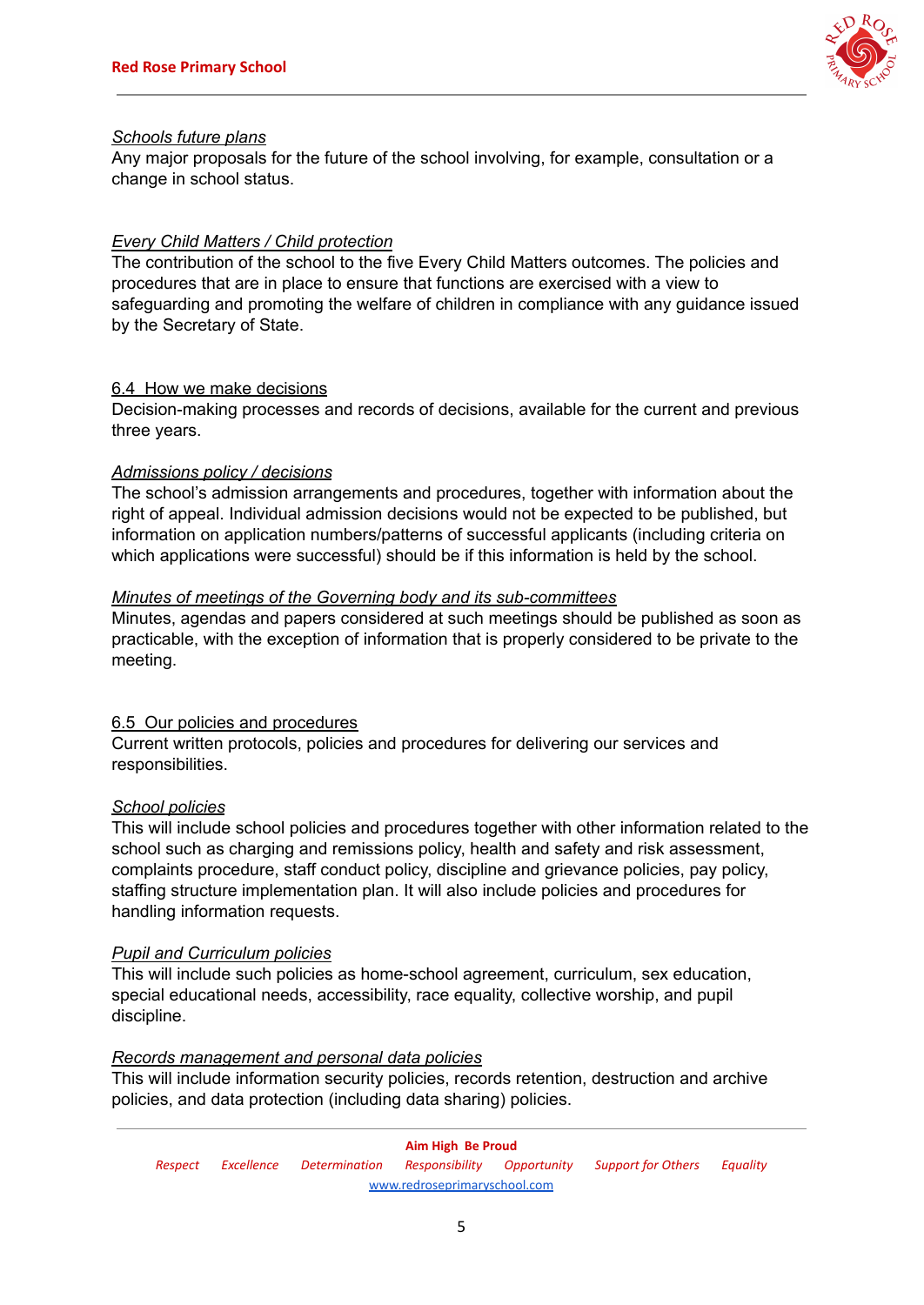*Schools future plans*

Any major proposals for the future of the school involving, for example, consultation or a change in school status.

*Every Child Matters / Child protection*

The contribution of the school to the five Every Child Matters outcomes. The policies and procedures that are in place to ensure that functions are exercised with a view to safeguarding and promoting the welfare of children in compliance with any guidance issued by the Secretary of State.

### 6.4 How we make decisions

Decision-making processes and records of decisions, available for the current and previous three years.

*Admissions policy / decisions*

The school's admission arrangements and procedures, together with information about the right of appeal. Individual admission decisions would not be expected to be published, but information on application numbers/patterns of successful applicants (including criteria on which applications were successful) should be if this information is held by the school.

*Minutes of meetings of the Governing body and its sub-committees*

Minutes, agendas and papers considered at such meetings should be published as soon as practicable, with the exception of information that is properly considered to be private to the meeting.

### 6.5 Our policies and procedures

Current written protocols, policies and procedures for delivering our services and responsibilities.

*School policies*

This will include school policies and procedures together with other information related to the school such as charging and remissions policy, health and safety and risk assessment, complaints procedure, staff conduct policy, discipline and grievance policies, pay policy, staffing structure implementation plan. It will also include policies and procedures for handling information requests.

*Pupil and Curriculum policies*

This will include such policies as home-school agreement, curriculum, sex education, special educational needs, accessibility, race equality, collective worship, and pupil discipline.

*Records management and personal data policies*

This will include information security policies, records retention, destruction and archive policies, and data protection (including data sharing) policies.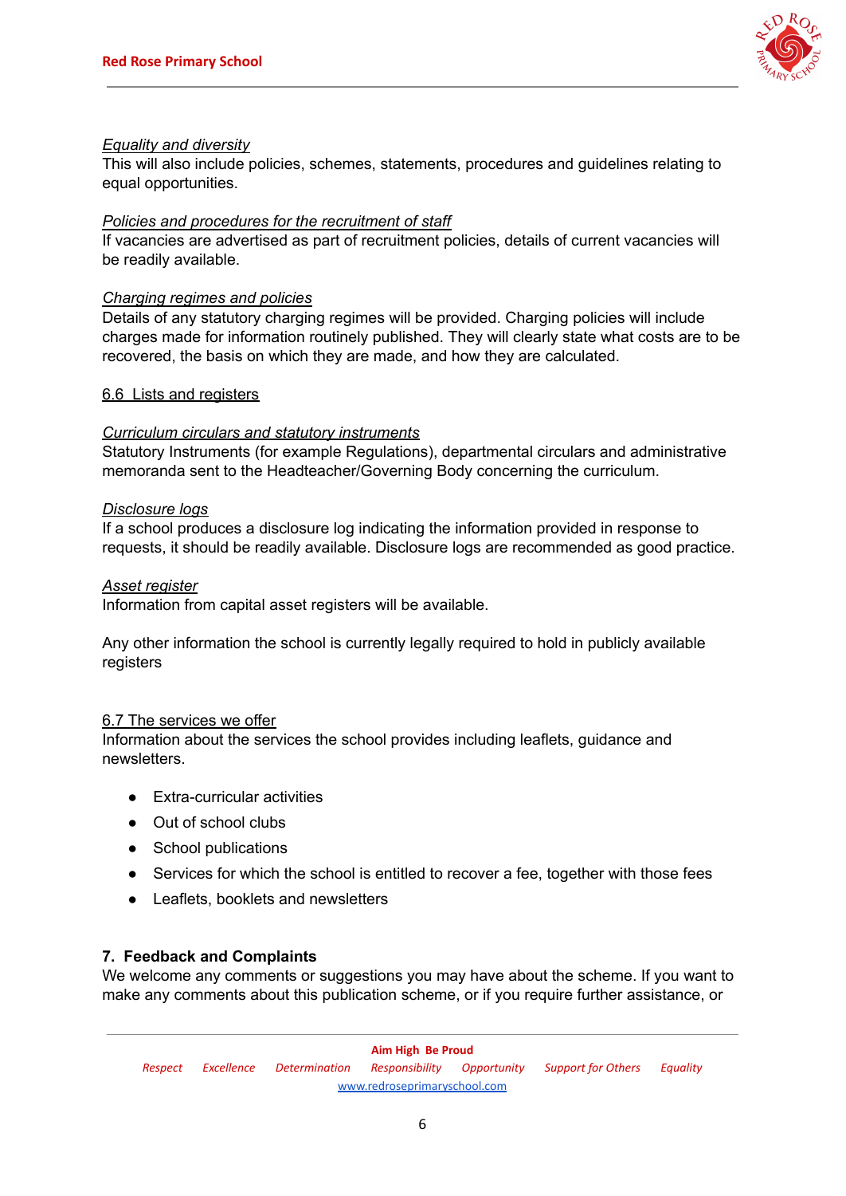*Equality and diversity*
This will also include policies, schemes, statements, procedures and guidelines relating to equal opportunities.

*Policies and procedures for the recruitment of staff*
If vacancies are advertised as part of recruitment policies, details of current vacancies will be readily available.

*Charging regimes and policies*
Details of any statutory charging regimes will be provided. Charging policies will include charges made for information routinely published. They will clearly state what costs are to be recovered, the basis on which they are made, and how they are calculated.

## 6.6 Lists and registers

*Curriculum circulars and statutory instruments*
Statutory Instruments (for example Regulations), departmental circulars and administrative memoranda sent to the Headteacher/Governing Body concerning the curriculum.

*Disclosure logs*
If a school produces a disclosure log indicating the information provided in response to requests, it should be readily available. Disclosure logs are recommended as good practice.

*Asset register*
Information from capital asset registers will be available.

Any other information the school is currently legally required to hold in publicly available registers

## 6.7 The services we offer

Information about the services the school provides including leaflets, guidance and newsletters.

- Extra-curricular activities
- Out of school clubs
- School publications
- Services for which the school is entitled to recover a fee, together with those fees
- Leaflets, booklets and newsletters

## 7. Feedback and Complaints

We welcome any comments or suggestions you may have about the scheme. If you want to make any comments about this publication scheme, or if you require further assistance, or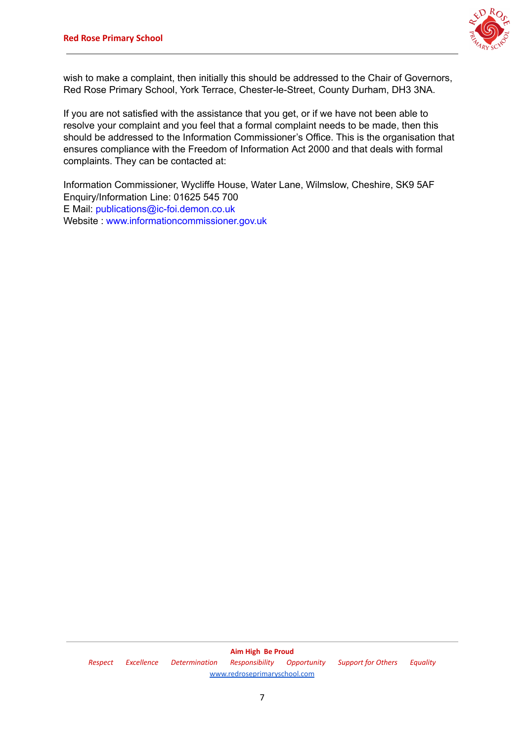wish to make a complaint, then initially this should be addressed to the Chair of Governors, Red Rose Primary School, York Terrace, Chester-le-Street, County Durham, DH3 3NA.

If you are not satisfied with the assistance that you get, or if we have not been able to resolve your complaint and you feel that a formal complaint needs to be made, then this should be addressed to the Information Commissioner's Office. This is the organisation that ensures compliance with the Freedom of Information Act 2000 and that deals with formal complaints. They can be contacted at:

Information Commissioner, Wycliffe House, Water Lane, Wilmslow, Cheshire, SK9 5AF
Enquiry/Information Line: 01625 545 700
E Mail: publications@ic-foi.demon.co.uk
Website : www.informationcommissioner.gov.uk